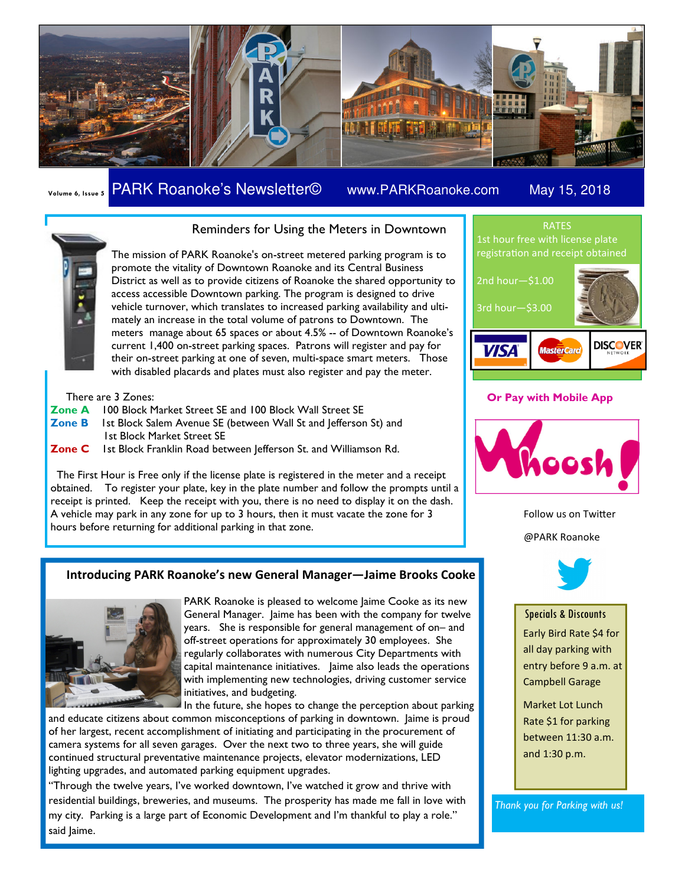Volume 6, Issue 5

# PARK Roanoke's Newsletter©

www.PARKRoanoke.com

May 15, 2018

## Reminders for Using the Meters in Downtown

The mission of PARK Roanoke's on-street metered parking program is to promote the vitality of Downtown Roanoke and its Central Business District as well as to provide citizens of Roanoke the shared opportunity to access accessible Downtown parking. The program is designed to drive vehicle turnover, which translates to increased parking availability and ultimately an increase in the total volume of patrons to Downtown. The meters manage about 65 spaces or about 4.5% -- of Downtown Roanoke's current 1,400 on-street parking spaces. Patrons will register and pay for their on-street parking at one of seven, multi-space smart meters. Those with disabled placards and plates must also register and pay the meter.

There are 3 Zones:

**Zone A** 100 Block Market Street SE and 100 Block Wall Street SE

**Zone B** 1st Block Salem Avenue SE (between Wall St and Jefferson St) and 1st Block Market Street SE

**Zone C** 1st Block Franklin Road between Jefferson St. and Williamson Rd.

The First Hour is Free only if the license plate is registered in the meter and a receipt obtained. To register your plate, key in the plate number and follow the prompts until a receipt is printed. Keep the receipt with you, there is no need to display it on the dash. A vehicle may park in any zone for up to 3 hours, then it must vacate the zone for 3 hours before returning for additional parking in that zone.

## Introducing PARK Roanoke's new General Manager—Jaime Brooks Cooke

PARK Roanoke is pleased to welcome Jaime Cooke as its new General Manager. Jaime has been with the company for twelve years. She is responsible for general management of on– and off-street operations for approximately 30 employees. She regularly collaborates with numerous City Departments with capital maintenance initiatives. Jaime also leads the operations with implementing new technologies, driving customer service initiatives, and budgeting.

In the future, she hopes to change the perception about parking and educate citizens about common misconceptions of parking in downtown. Jaime is proud of her largest, recent accomplishment of initiating and participating in the procurement of camera systems for all seven garages. Over the next two to three years, she will guide continued structural preventative maintenance projects, elevator modernizations, LED lighting upgrades, and automated parking equipment upgrades.

"Through the twelve years, I've worked downtown, I've watched it grow and thrive with residential buildings, breweries, and museums. The prosperity has made me fall in love with my city. Parking is a large part of Economic Development and I'm thankful to play a role." said Jaime.

### RATES

1st hour free with license plate registration and receipt obtained

2nd hour—$1.00

3rd hour—$3.00

VISA MasterCard DISCOVER NETWORK

**Or Pay with Mobile App**

Whoosh!

Follow us on Twitter

@PARK Roanoke

### Specials & Discounts

Early Bird Rate $4 for all day parking with entry before 9 a.m. at Campbell Garage

Market Lot Lunch Rate $1 for parking between 11:30 a.m. and 1:30 p.m.

*Thank you for Parking with us!*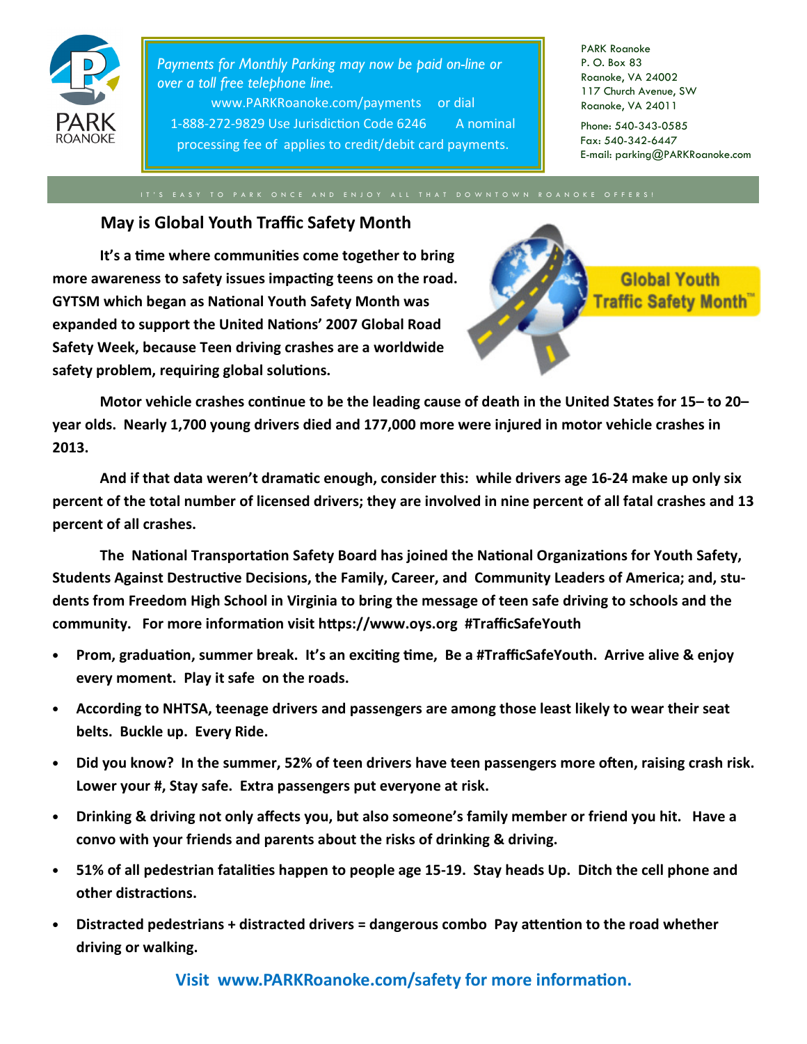PARK ROANOKE

*Payments for Monthly Parking may now be paid on-line or over a toll free telephone line.*

www.PARKRoanoke.com/payments or dial 1-888-272-9829 Use Jurisdiction Code 6246 A nominal processing fee of applies to credit/debit card payments.

PARK Roanoke
P. O. Box 83
Roanoke, VA 24002
117 Church Avenue, SW
Roanoke, VA 24011

Phone: 540-343-0585
Fax: 540-342-6447
E-mail: parking@PARKRoanoke.com

IT'S EASY TO PARK ONCE AND ENJOY ALL THAT DOWNTOWN ROANOKE OFFERS!

## May is Global Youth Traffic Safety Month

**It's a time where communities come together to bring more awareness to safety issues impacting teens on the road. GYTSM which began as National Youth Safety Month was expanded to support the United Nations' 2007 Global Road Safety Week, because Teen driving crashes are a worldwide safety problem, requiring global solutions.**

Global Youth Traffic Safety Month™

**Motor vehicle crashes continue to be the leading cause of death in the United States for 15– to 20–year olds. Nearly 1,700 young drivers died and 177,000 more were injured in motor vehicle crashes in 2013.**

**And if that data weren't dramatic enough, consider this: while drivers age 16-24 make up only six percent of the total number of licensed drivers; they are involved in nine percent of all fatal crashes and 13 percent of all crashes.**

**The National Transportation Safety Board has joined the National Organizations for Youth Safety, Students Against Destructive Decisions, the Family, Career, and Community Leaders of America; and, students from Freedom High School in Virginia to bring the message of teen safe driving to schools and the community. For more information visit https://www.oys.org #TrafficSafeYouth**

- **Prom, graduation, summer break. It's an exciting time, Be a #TrafficSafeYouth. Arrive alive & enjoy every moment. Play it safe on the roads.**
- **According to NHTSA, teenage drivers and passengers are among those least likely to wear their seat belts. Buckle up. Every Ride.**
- **Did you know? In the summer, 52% of teen drivers have teen passengers more often, raising crash risk. Lower your #, Stay safe. Extra passengers put everyone at risk.**
- **Drinking & driving not only affects you, but also someone's family member or friend you hit. Have a convo with your friends and parents about the risks of drinking & driving.**
- **51% of all pedestrian fatalities happen to people age 15-19. Stay heads Up. Ditch the cell phone and other distractions.**
- **Distracted pedestrians + distracted drivers = dangerous combo Pay attention to the road whether driving or walking.**

**Visit www.PARKRoanoke.com/safety for more information.**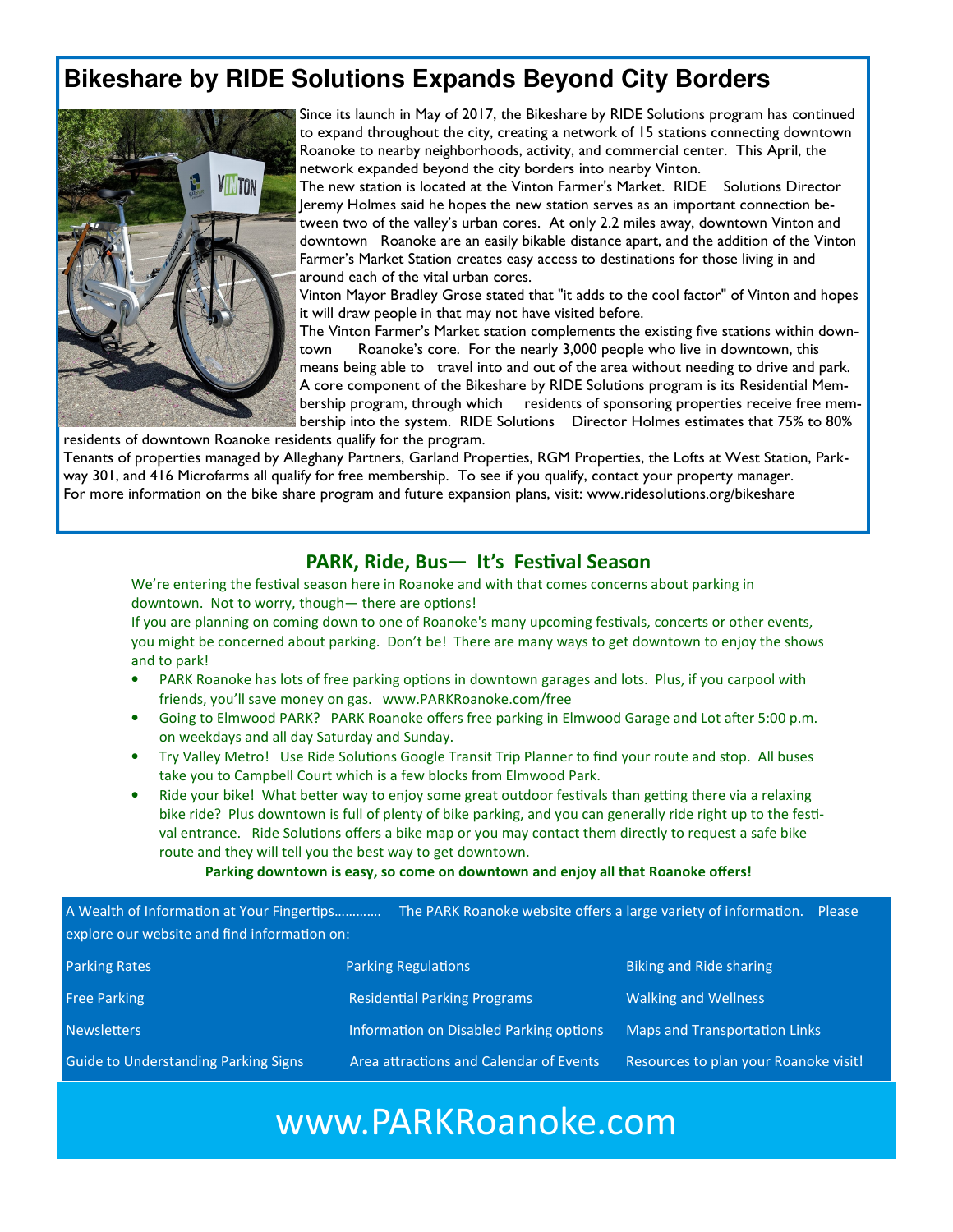# Bikeshare by RIDE Solutions Expands Beyond City Borders

Since its launch in May of 2017, the Bikeshare by RIDE Solutions program has continued to expand throughout the city, creating a network of 15 stations connecting downtown Roanoke to nearby neighborhoods, activity, and commercial center. This April, the network expanded beyond the city borders into nearby Vinton.

The new station is located at the Vinton Farmer's Market. RIDE Solutions Director Jeremy Holmes said he hopes the new station serves as an important connection between two of the valley's urban cores. At only 2.2 miles away, downtown Vinton and downtown Roanoke are an easily bikable distance apart, and the addition of the Vinton Farmer's Market Station creates easy access to destinations for those living in and around each of the vital urban cores.

Vinton Mayor Bradley Grose stated that "it adds to the cool factor" of Vinton and hopes it will draw people in that may not have visited before.

The Vinton Farmer's Market station complements the existing five stations within downtown Roanoke's core. For the nearly 3,000 people who live in downtown, this means being able to travel into and out of the area without needing to drive and park.

A core component of the Bikeshare by RIDE Solutions program is its Residential Membership program, through which residents of sponsoring properties receive free membership into the system. RIDE Solutions Director Holmes estimates that 75% to 80% residents of downtown Roanoke residents qualify for the program.

Tenants of properties managed by Alleghany Partners, Garland Properties, RGM Properties, the Lofts at West Station, Parkway 301, and 416 Microfarms all qualify for free membership. To see if you qualify, contact your property manager.

For more information on the bike share program and future expansion plans, visit: www.ridesolutions.org/bikeshare

## PARK, Ride, Bus— It's Festival Season

We're entering the festival season here in Roanoke and with that comes concerns about parking in downtown. Not to worry, though— there are options!

If you are planning on coming down to one of Roanoke's many upcoming festivals, concerts or other events, you might be concerned about parking. Don't be! There are many ways to get downtown to enjoy the shows and to park!

- PARK Roanoke has lots of free parking options in downtown garages and lots. Plus, if you carpool with friends, you'll save money on gas. www.PARKRoanoke.com/free
- Going to Elmwood PARK? PARK Roanoke offers free parking in Elmwood Garage and Lot after 5:00 p.m. on weekdays and all day Saturday and Sunday.
- Try Valley Metro! Use Ride Solutions Google Transit Trip Planner to find your route and stop. All buses take you to Campbell Court which is a few blocks from Elmwood Park.
- Ride your bike! What better way to enjoy some great outdoor festivals than getting there via a relaxing bike ride? Plus downtown is full of plenty of bike parking, and you can generally ride right up to the festival entrance. Ride Solutions offers a bike map or you may contact them directly to request a safe bike route and they will tell you the best way to get downtown.

**Parking downtown is easy, so come on downtown and enjoy all that Roanoke offers!**

A Wealth of Information at Your Fingertips………… The PARK Roanoke website offers a large variety of information. Please explore our website and find information on:

| | | |
|---|---|---|
| Parking Rates | Parking Regulations | Biking and Ride sharing |
| Free Parking | Residential Parking Programs | Walking and Wellness |
| Newsletters | Information on Disabled Parking options | Maps and Transportation Links |
| Guide to Understanding Parking Signs | Area attractions and Calendar of Events | Resources to plan your Roanoke visit! |

# www.PARKRoanoke.com